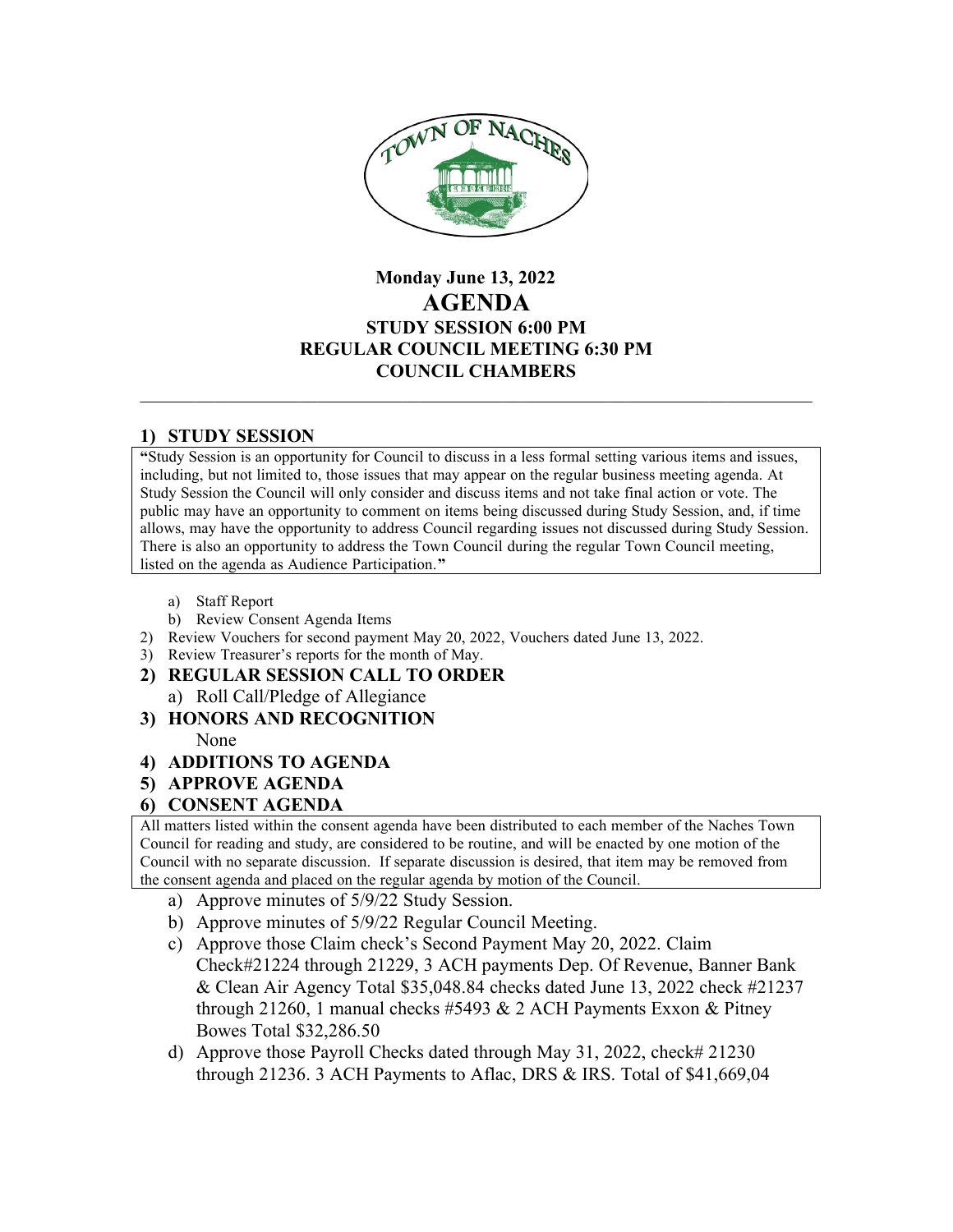TOWN OF NACHES

**Monday June 13, 2022**

# AGENDA

**STUDY SESSION 6:00 PM**
**REGULAR COUNCIL MEETING 6:30 PM**
**COUNCIL CHAMBERS**

---

## 1) STUDY SESSION

"Study Session is an opportunity for Council to discuss in a less formal setting various items and issues, including, but not limited to, those issues that may appear on the regular business meeting agenda. At Study Session the Council will only consider and discuss items and not take final action or vote. The public may have an opportunity to comment on items being discussed during Study Session, and, if time allows, may have the opportunity to address Council regarding issues not discussed during Study Session. There is also an opportunity to address the Town Council during the regular Town Council meeting, listed on the agenda as Audience Participation."

a) Staff Report
b) Review Consent Agenda Items

2) Review Vouchers for second payment May 20, 2022, Vouchers dated June 13, 2022.
3) Review Treasurer's reports for the month of May.

## 2) REGULAR SESSION CALL TO ORDER

a) Roll Call/Pledge of Allegiance

## 3) HONORS AND RECOGNITION

None

## 4) ADDITIONS TO AGENDA

## 5) APPROVE AGENDA

## 6) CONSENT AGENDA

All matters listed within the consent agenda have been distributed to each member of the Naches Town Council for reading and study, are considered to be routine, and will be enacted by one motion of the Council with no separate discussion. If separate discussion is desired, that item may be removed from the consent agenda and placed on the regular agenda by motion of the Council.

a) Approve minutes of 5/9/22 Study Session.
b) Approve minutes of 5/9/22 Regular Council Meeting.
c) Approve those Claim check's Second Payment May 20, 2022. Claim Check#21224 through 21229, 3 ACH payments Dep. Of Revenue, Banner Bank & Clean Air Agency Total $35,048.84 checks dated June 13, 2022 check #21237 through 21260, 1 manual checks #5493 & 2 ACH Payments Exxon & Pitney Bowes Total $32,286.50
d) Approve those Payroll Checks dated through May 31, 2022, check# 21230 through 21236. 3 ACH Payments to Aflac, DRS & IRS. Total of $41,669,04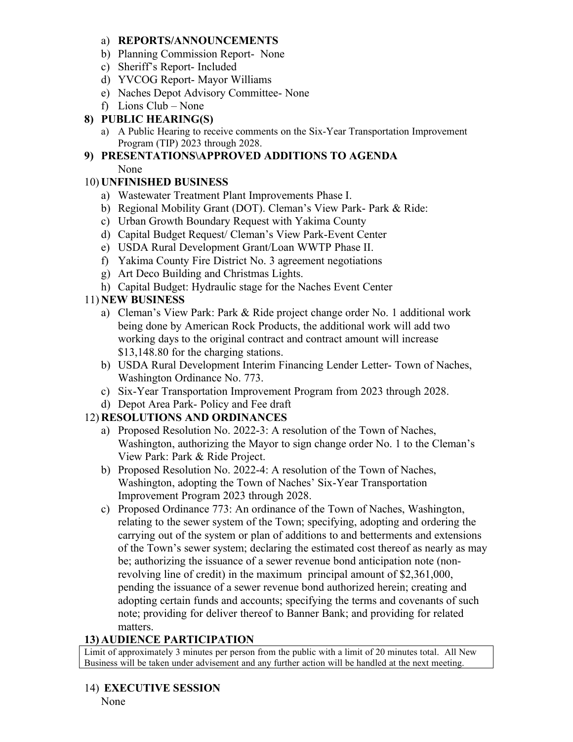a) **REPORTS/ANNOUNCEMENTS**
b) Planning Commission Report- None
c) Sheriff's Report- Included
d) YVCOG Report- Mayor Williams
e) Naches Depot Advisory Committee- None
f) Lions Club – None

**8) PUBLIC HEARING(S)**

a) A Public Hearing to receive comments on the Six-Year Transportation Improvement Program (TIP) 2023 through 2028.

**9) PRESENTATIONS\APPROVED ADDITIONS TO AGENDA**

None

10) **UNFINISHED BUSINESS**

a) Wastewater Treatment Plant Improvements Phase I.
b) Regional Mobility Grant (DOT). Cleman's View Park- Park & Ride:
c) Urban Growth Boundary Request with Yakima County
d) Capital Budget Request/ Cleman's View Park-Event Center
e) USDA Rural Development Grant/Loan WWTP Phase II.
f) Yakima County Fire District No. 3 agreement negotiations
g) Art Deco Building and Christmas Lights.
h) Capital Budget: Hydraulic stage for the Naches Event Center

11) **NEW BUSINESS**

a) Cleman's View Park: Park & Ride project change order No. 1 additional work being done by American Rock Products, the additional work will add two working days to the original contract and contract amount will increase $13,148.80 for the charging stations.
b) USDA Rural Development Interim Financing Lender Letter- Town of Naches, Washington Ordinance No. 773.
c) Six-Year Transportation Improvement Program from 2023 through 2028.
d) Depot Area Park- Policy and Fee draft

12) **RESOLUTIONS AND ORDINANCES**

a) Proposed Resolution No. 2022-3: A resolution of the Town of Naches, Washington, authorizing the Mayor to sign change order No. 1 to the Cleman's View Park: Park & Ride Project.
b) Proposed Resolution No. 2022-4: A resolution of the Town of Naches, Washington, adopting the Town of Naches' Six-Year Transportation Improvement Program 2023 through 2028.
c) Proposed Ordinance 773: An ordinance of the Town of Naches, Washington, relating to the sewer system of the Town; specifying, adopting and ordering the carrying out of the system or plan of additions to and betterments and extensions of the Town's sewer system; declaring the estimated cost thereof as nearly as may be; authorizing the issuance of a sewer revenue bond anticipation note (non-revolving line of credit) in the maximum principal amount of $2,361,000, pending the issuance of a sewer revenue bond authorized herein; creating and adopting certain funds and accounts; specifying the terms and covenants of such note; providing for deliver thereof to Banner Bank; and providing for related matters.

**13) AUDIENCE PARTICIPATION**

Limit of approximately 3 minutes per person from the public with a limit of 20 minutes total. All New Business will be taken under advisement and any further action will be handled at the next meeting.

14) **EXECUTIVE SESSION**

None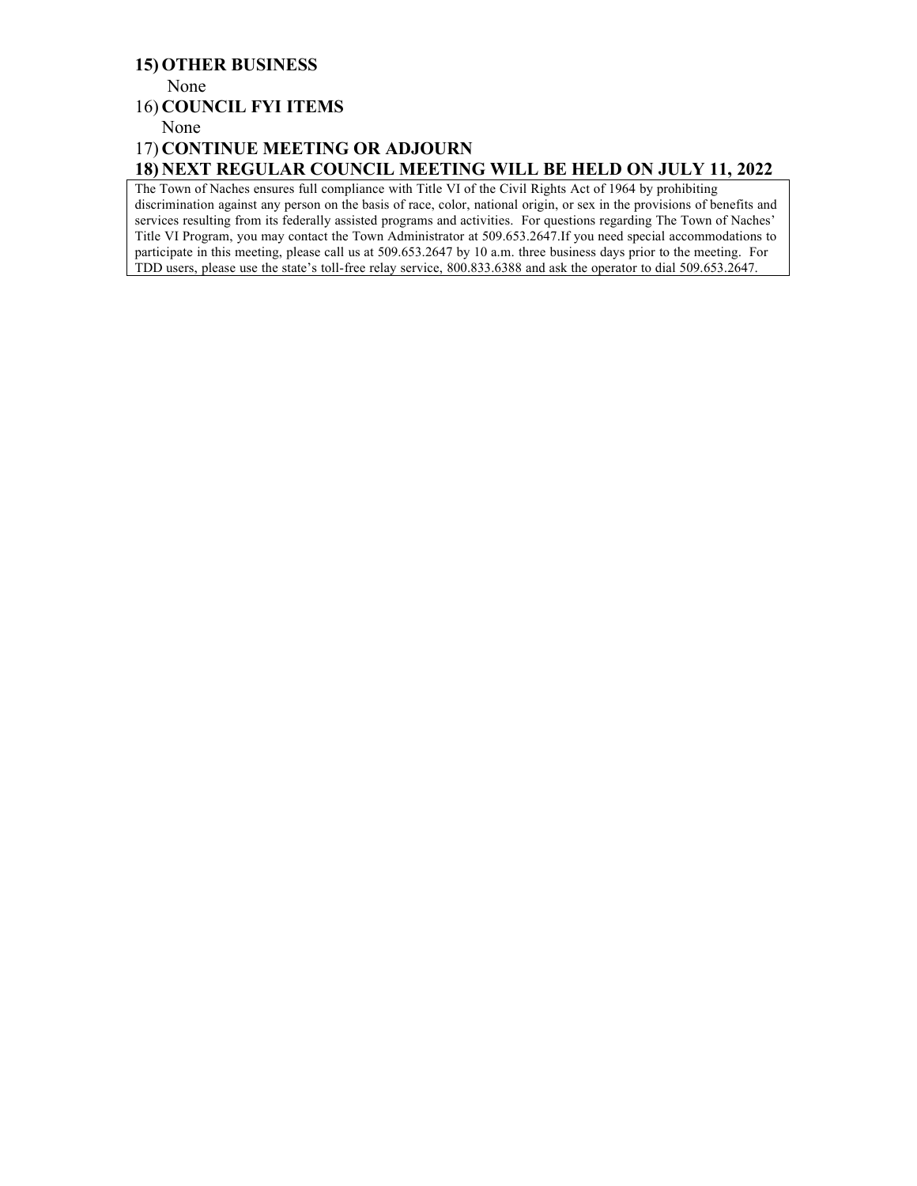**15) OTHER BUSINESS**

None

16) **COUNCIL FYI ITEMS**

None

17) **CONTINUE MEETING OR ADJOURN**

**18) NEXT REGULAR COUNCIL MEETING WILL BE HELD ON JULY 11, 2022**

The Town of Naches ensures full compliance with Title VI of the Civil Rights Act of 1964 by prohibiting discrimination against any person on the basis of race, color, national origin, or sex in the provisions of benefits and services resulting from its federally assisted programs and activities. For questions regarding The Town of Naches' Title VI Program, you may contact the Town Administrator at 509.653.2647.If you need special accommodations to participate in this meeting, please call us at 509.653.2647 by 10 a.m. three business days prior to the meeting. For TDD users, please use the state's toll-free relay service, 800.833.6388 and ask the operator to dial 509.653.2647.